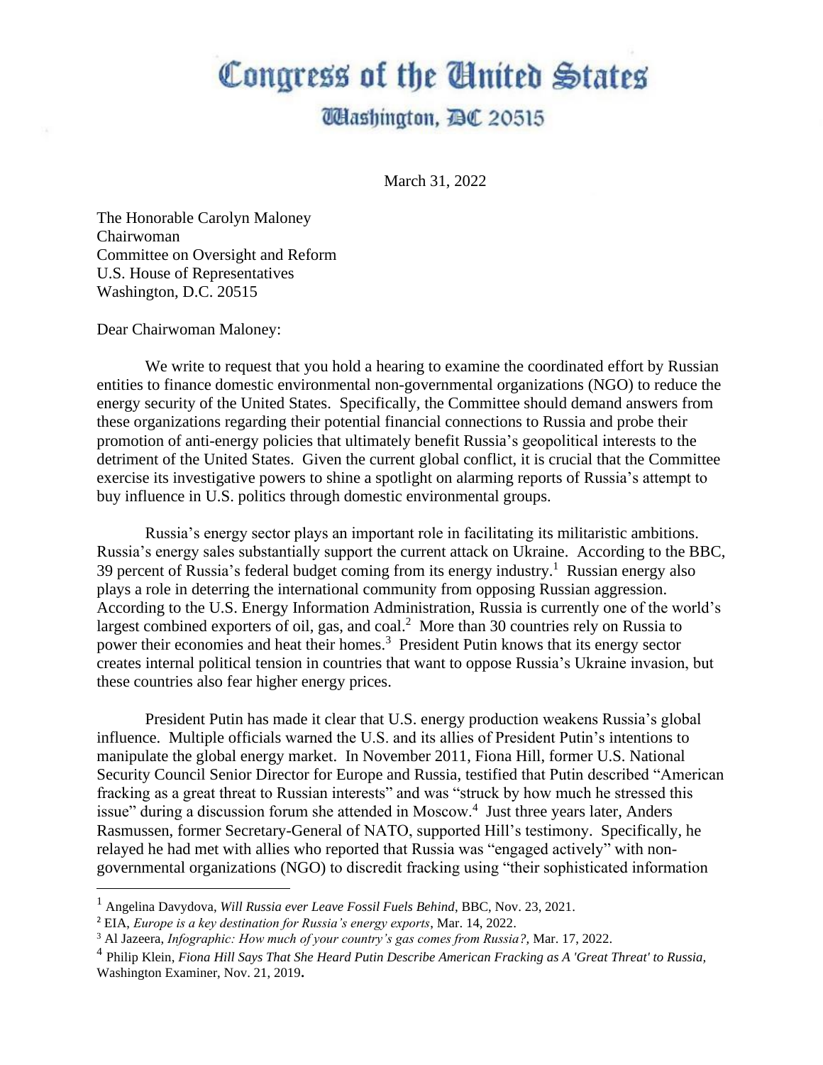# Congress of the United States

## Washington, DC 20515

March 31, 2022

The Honorable Carolyn Maloney
Chairwoman
Committee on Oversight and Reform
U.S. House of Representatives
Washington, D.C. 20515

Dear Chairwoman Maloney:

We write to request that you hold a hearing to examine the coordinated effort by Russian entities to finance domestic environmental non-governmental organizations (NGO) to reduce the energy security of the United States. Specifically, the Committee should demand answers from these organizations regarding their potential financial connections to Russia and probe their promotion of anti-energy policies that ultimately benefit Russia's geopolitical interests to the detriment of the United States. Given the current global conflict, it is crucial that the Committee exercise its investigative powers to shine a spotlight on alarming reports of Russia's attempt to buy influence in U.S. politics through domestic environmental groups.

Russia's energy sector plays an important role in facilitating its militaristic ambitions. Russia's energy sales substantially support the current attack on Ukraine. According to the BBC, 39 percent of Russia's federal budget coming from its energy industry.[1] Russian energy also plays a role in deterring the international community from opposing Russian aggression. According to the U.S. Energy Information Administration, Russia is currently one of the world's largest combined exporters of oil, gas, and coal.[2] More than 30 countries rely on Russia to power their economies and heat their homes.[3] President Putin knows that its energy sector creates internal political tension in countries that want to oppose Russia's Ukraine invasion, but these countries also fear higher energy prices.

President Putin has made it clear that U.S. energy production weakens Russia's global influence. Multiple officials warned the U.S. and its allies of President Putin's intentions to manipulate the global energy market. In November 2011, Fiona Hill, former U.S. National Security Council Senior Director for Europe and Russia, testified that Putin described "American fracking as a great threat to Russian interests" and was "struck by how much he stressed this issue" during a discussion forum she attended in Moscow.[4] Just three years later, Anders Rasmussen, former Secretary-General of NATO, supported Hill's testimony. Specifically, he relayed he had met with allies who reported that Russia was "engaged actively" with non-governmental organizations (NGO) to discredit fracking using "their sophisticated information

---

[1] Angelina Davydova, *Will Russia ever Leave Fossil Fuels Behind*, BBC, Nov. 23, 2021.

[2] EIA, *Europe is a key destination for Russia's energy exports*, Mar. 14, 2022.

[3] Al Jazeera, *Infographic: How much of your country's gas comes from Russia?*, Mar. 17, 2022.

[4] Philip Klein, *Fiona Hill Says That She Heard Putin Describe American Fracking as A 'Great Threat' to Russia*, Washington Examiner, Nov. 21, 2019.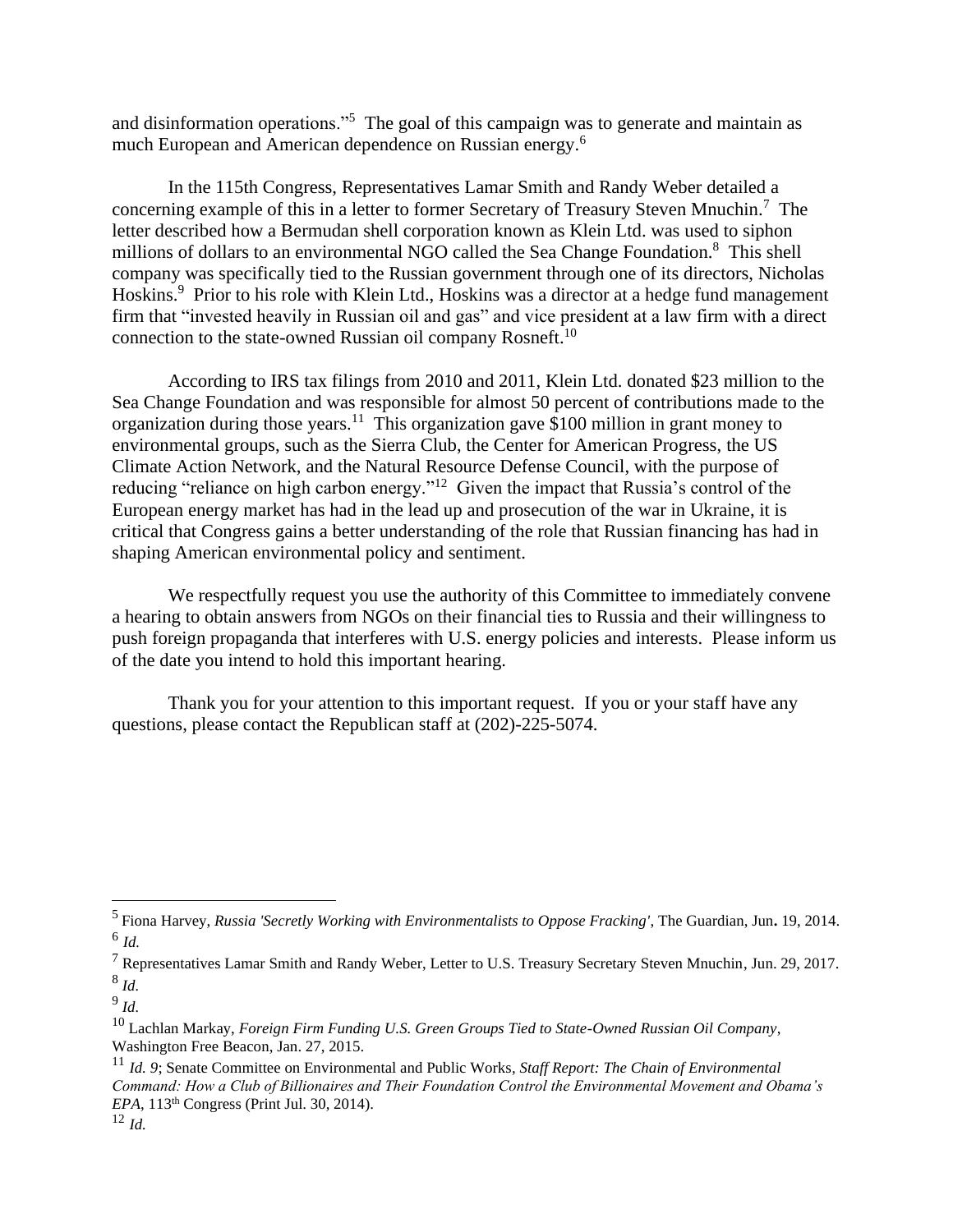and disinformation operations."[5] The goal of this campaign was to generate and maintain as much European and American dependence on Russian energy.[6]

In the 115th Congress, Representatives Lamar Smith and Randy Weber detailed a concerning example of this in a letter to former Secretary of Treasury Steven Mnuchin.[7] The letter described how a Bermudan shell corporation known as Klein Ltd. was used to siphon millions of dollars to an environmental NGO called the Sea Change Foundation.[8] This shell company was specifically tied to the Russian government through one of its directors, Nicholas Hoskins.[9] Prior to his role with Klein Ltd., Hoskins was a director at a hedge fund management firm that "invested heavily in Russian oil and gas" and vice president at a law firm with a direct connection to the state-owned Russian oil company Rosneft.[10]

According to IRS tax filings from 2010 and 2011, Klein Ltd. donated $23 million to the Sea Change Foundation and was responsible for almost 50 percent of contributions made to the organization during those years.[11] This organization gave $100 million in grant money to environmental groups, such as the Sierra Club, the Center for American Progress, the US Climate Action Network, and the Natural Resource Defense Council, with the purpose of reducing "reliance on high carbon energy."[12] Given the impact that Russia's control of the European energy market has had in the lead up and prosecution of the war in Ukraine, it is critical that Congress gains a better understanding of the role that Russian financing has had in shaping American environmental policy and sentiment.

We respectfully request you use the authority of this Committee to immediately convene a hearing to obtain answers from NGOs on their financial ties to Russia and their willingness to push foreign propaganda that interferes with U.S. energy policies and interests. Please inform us of the date you intend to hold this important hearing.

Thank you for your attention to this important request. If you or your staff have any questions, please contact the Republican staff at (202)-225-5074.

---

[5] Fiona Harvey, *Russia 'Secretly Working with Environmentalists to Oppose Fracking'*, The Guardian, Jun**.** 19, 2014.

[6] *Id.*

[7] Representatives Lamar Smith and Randy Weber, Letter to U.S. Treasury Secretary Steven Mnuchin, Jun. 29, 2017.

[8] *Id.*

[9] *Id.*

[10] Lachlan Markay, *Foreign Firm Funding U.S. Green Groups Tied to State-Owned Russian Oil Company*, Washington Free Beacon, Jan. 27, 2015.

[11] *Id. 9*; Senate Committee on Environmental and Public Works, *Staff Report: The Chain of Environmental Command: How a Club of Billionaires and Their Foundation Control the Environmental Movement and Obama's EPA*, 113th Congress (Print Jul. 30, 2014).

[12] *Id.*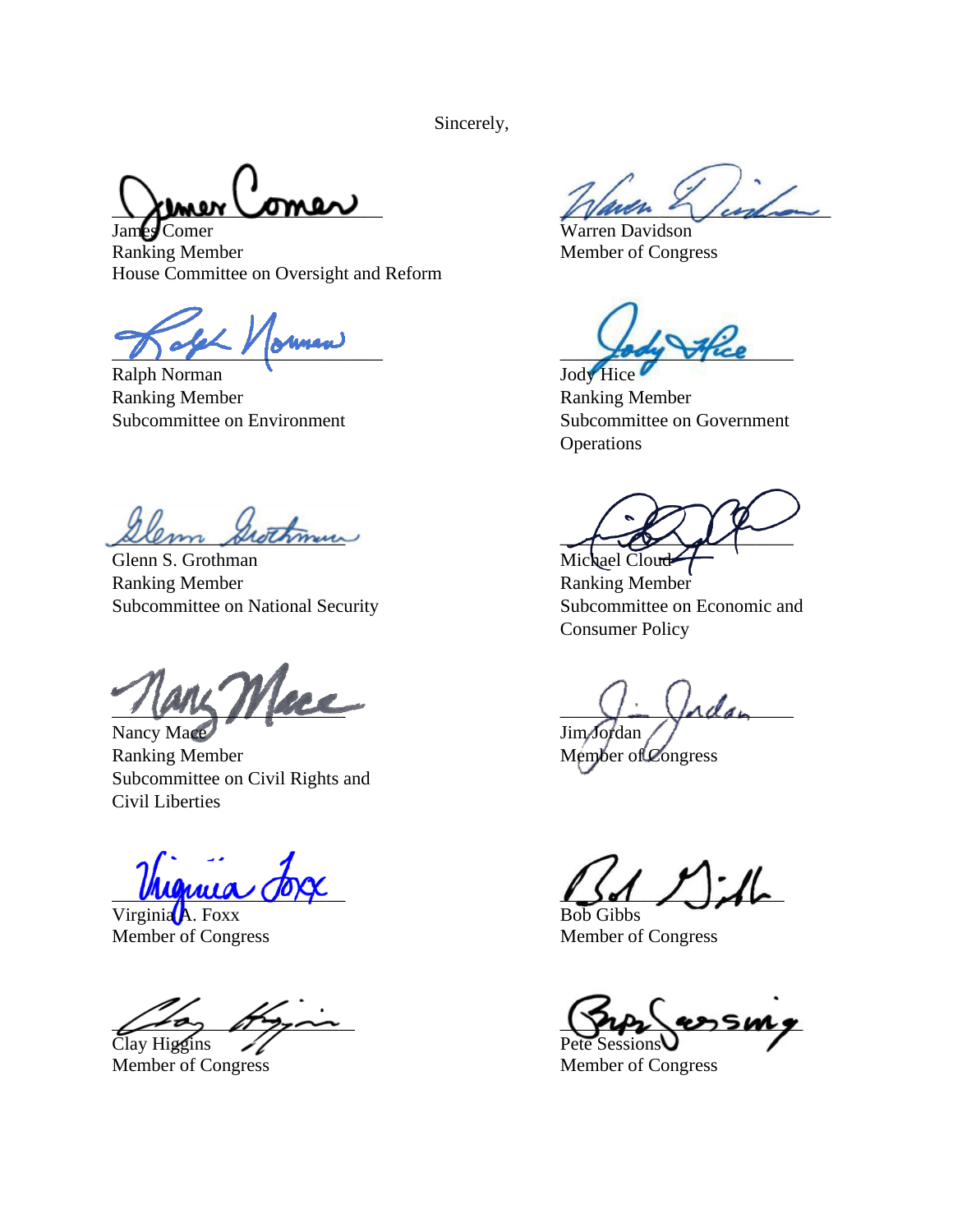Sincerely,

James Comer
Ranking Member
House Committee on Oversight and Reform

Warren Davidson
Member of Congress

Ralph Norman
Ranking Member
Subcommittee on Environment

Jody Hice
Ranking Member
Subcommittee on Government Operations

Glenn S. Grothman
Ranking Member
Subcommittee on National Security

Michael Cloud
Ranking Member
Subcommittee on Economic and Consumer Policy

Nancy Mace
Ranking Member
Subcommittee on Civil Rights and Civil Liberties

Jim Jordan
Member of Congress

Virginia A. Foxx
Member of Congress

Bob Gibbs
Member of Congress

Clay Higgins
Member of Congress

Pete Sessions
Member of Congress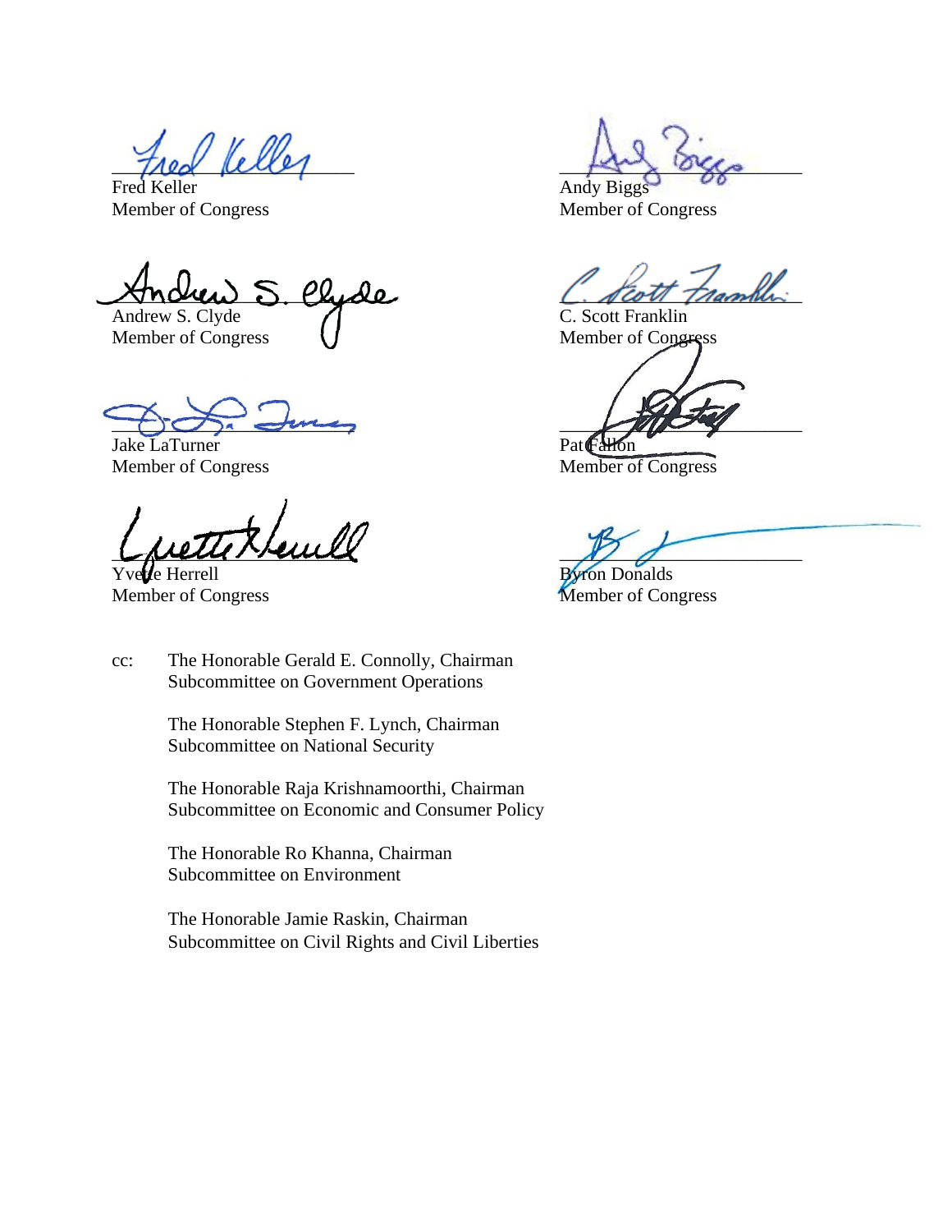Fred Keller
Member of Congress

Andy Biggs
Member of Congress

Andrew S. Clyde
Member of Congress

C. Scott Franklin
Member of Congress

Jake LaTurner
Member of Congress

Pat Fallon
Member of Congress

Yvette Herrell
Member of Congress

Byron Donalds
Member of Congress

cc: The Honorable Gerald E. Connolly, Chairman
Subcommittee on Government Operations

The Honorable Stephen F. Lynch, Chairman
Subcommittee on National Security

The Honorable Raja Krishnamoorthi, Chairman
Subcommittee on Economic and Consumer Policy

The Honorable Ro Khanna, Chairman
Subcommittee on Environment

The Honorable Jamie Raskin, Chairman
Subcommittee on Civil Rights and Civil Liberties